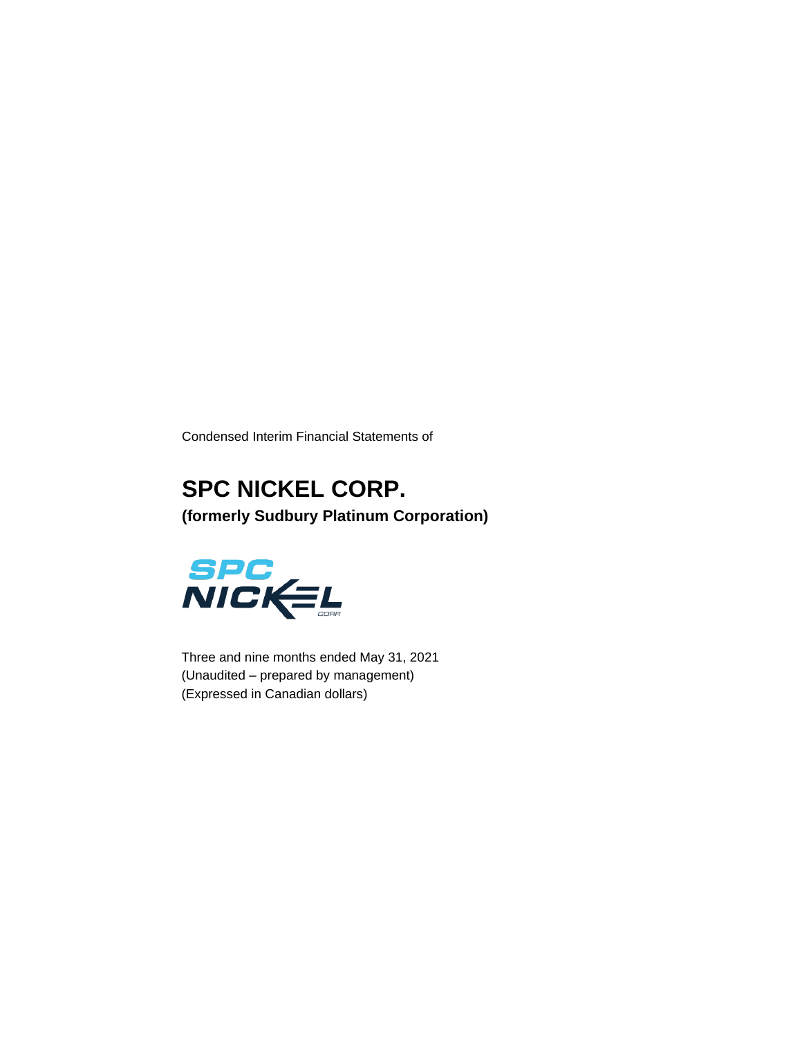Condensed Interim Financial Statements of

# SPC NICKEL CORP.

**(formerly Sudbury Platinum Corporation)**

Three and nine months ended May 31, 2021
(Unaudited – prepared by management)
(Expressed in Canadian dollars)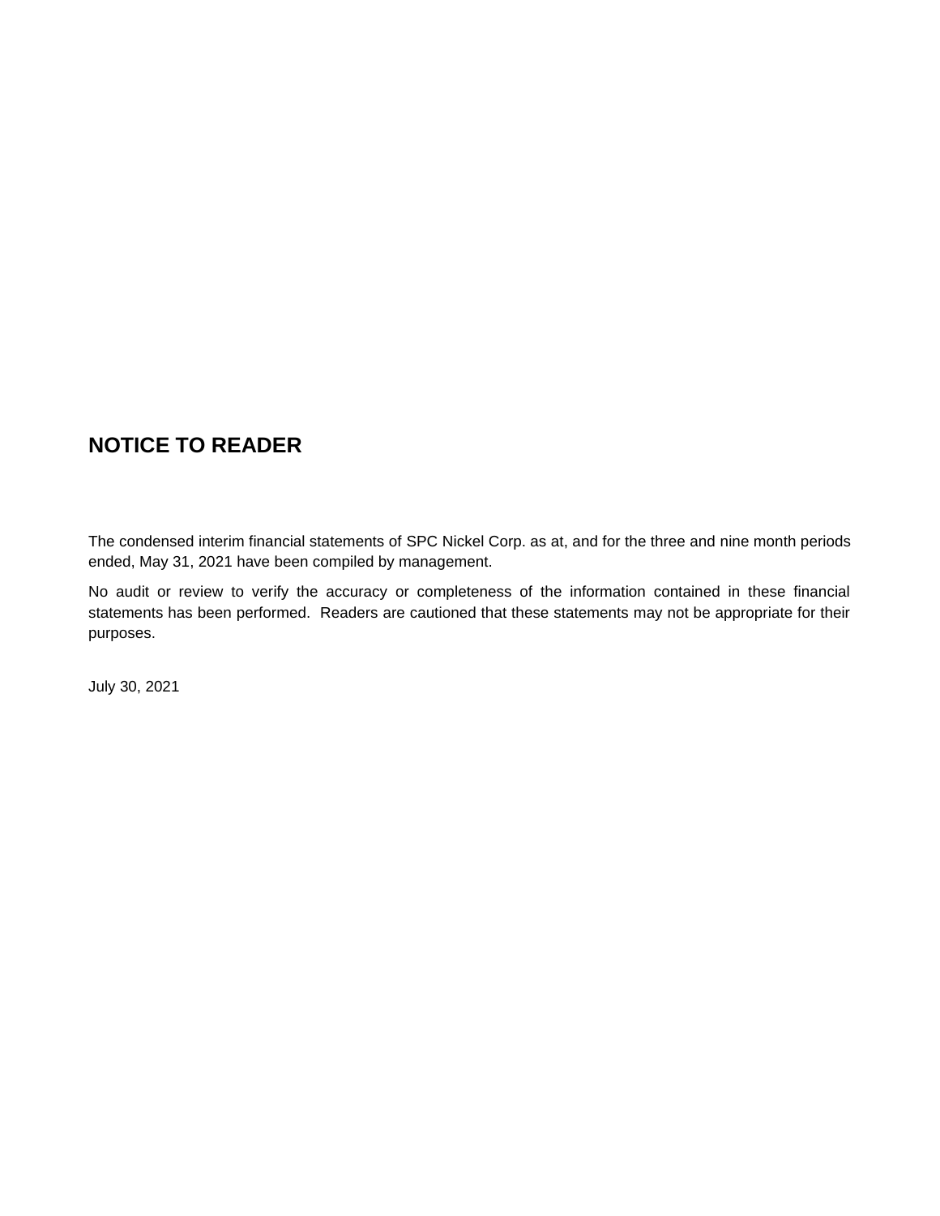# NOTICE TO READER

The condensed interim financial statements of SPC Nickel Corp. as at, and for the three and nine month periods ended, May 31, 2021 have been compiled by management.

No audit or review to verify the accuracy or completeness of the information contained in these financial statements has been performed. Readers are cautioned that these statements may not be appropriate for their purposes.

July 30, 2021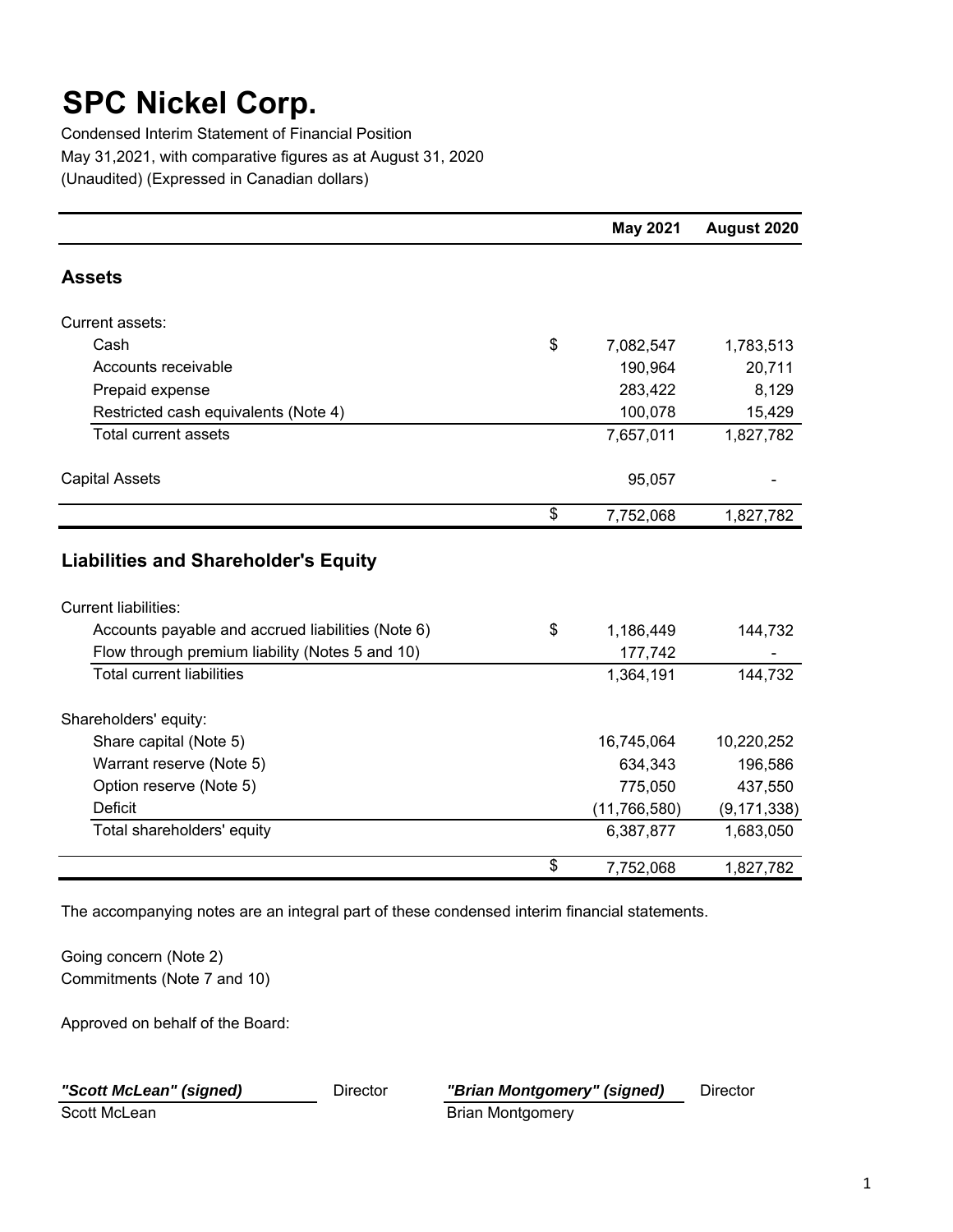// (Transcription logic: Reproduce the balance-sheet page faithfully; omit the standalone page number.)
# SPC Nickel Corp.

Condensed Interim Statement of Financial Position
May 31,2021, with comparative figures as at August 31, 2020
(Unaudited) (Expressed in Canadian dollars)

| | | May 2021 | August 2020 |
|---|---|---|---|
| **Assets** | | | |
| Current assets: | | | |
| Cash | $ | 7,082,547 | 1,783,513 |
| Accounts receivable | | 190,964 | 20,711 |
| Prepaid expense | | 283,422 | 8,129 |
| Restricted cash equivalents (Note 4) | | 100,078 | 15,429 |
| Total current assets | | 7,657,011 | 1,827,782 |
| Capital Assets | | 95,057 | - |
| | $ | 7,752,068 | 1,827,782 |
| **Liabilities and Shareholder's Equity** | | | |
| Current liabilities: | | | |
| Accounts payable and accrued liabilities (Note 6) | $ | 1,186,449 | 144,732 |
| Flow through premium liability (Notes 5 and 10) | | 177,742 | - |
| Total current liabilities | | 1,364,191 | 144,732 |
| Shareholders' equity: | | | |
| Share capital (Note 5) | | 16,745,064 | 10,220,252 |
| Warrant reserve (Note 5) | | 634,343 | 196,586 |
| Option reserve (Note 5) | | 775,050 | 437,550 |
| Deficit | | (11,766,580) | (9,171,338) |
| Total shareholders' equity | | 6,387,877 | 1,683,050 |
| | $ | 7,752,068 | 1,827,782 |

The accompanying notes are an integral part of these condensed interim financial statements.

Going concern (Note 2)
Commitments (Note 7 and 10)

Approved on behalf of the Board:

***"Scott McLean" (signed)*** Director
Scott McLean

***"Brian Montgomery" (signed)*** Director
Brian Montgomery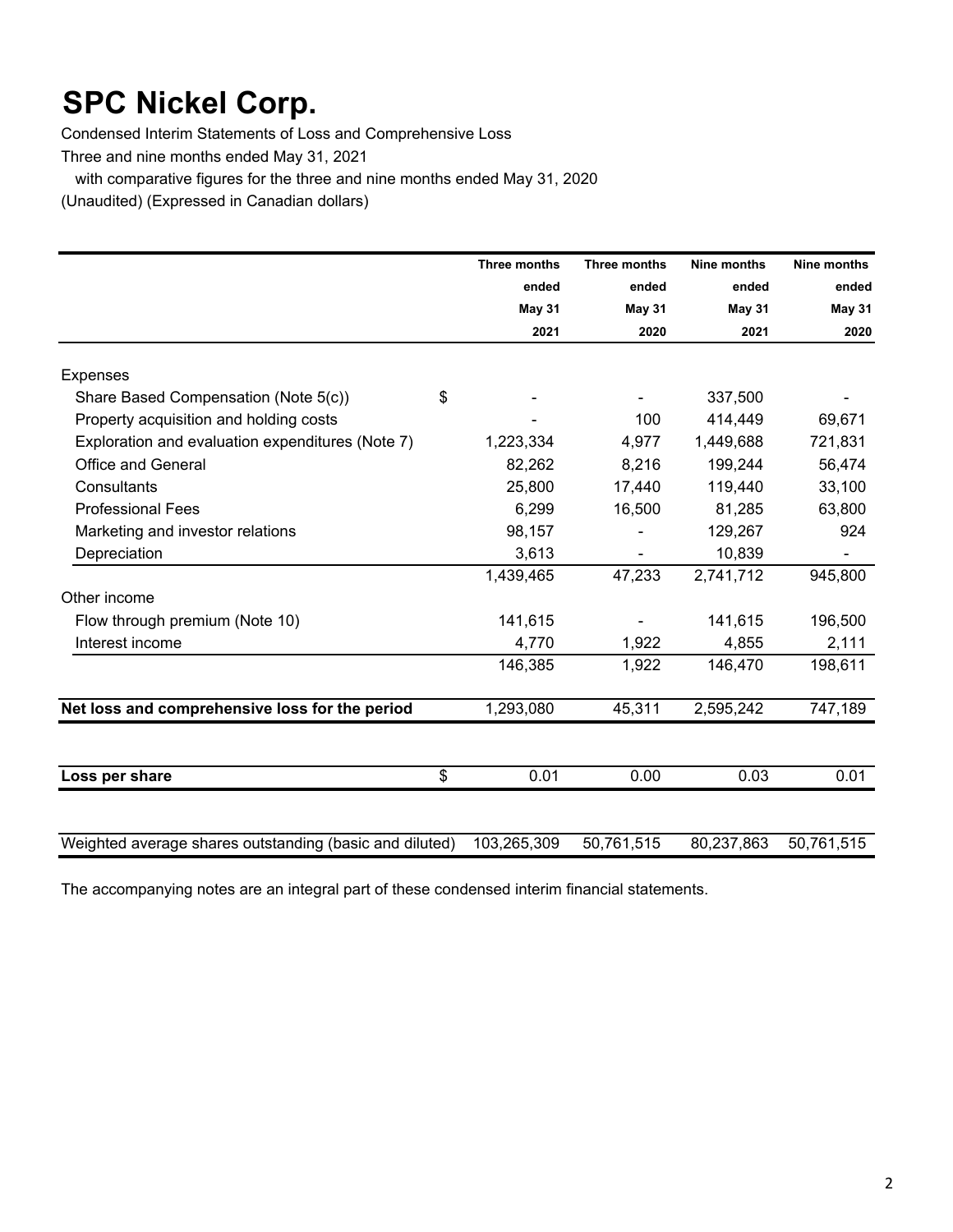# SPC Nickel Corp.

Condensed Interim Statements of Loss and Comprehensive Loss

Three and nine months ended May 31, 2021

with comparative figures for the three and nine months ended May 31, 2020

(Unaudited) (Expressed in Canadian dollars)

| | | Three months ended May 31 2021 | Three months ended May 31 2020 | Nine months ended May 31 2021 | Nine months ended May 31 2020 |
|---|---|---|---|---|---|
| Expenses | | | | | |
| Share Based Compensation (Note 5(c)) | $ | - | - | 337,500 | - |
| Property acquisition and holding costs | | - | 100 | 414,449 | 69,671 |
| Exploration and evaluation expenditures (Note 7) | | 1,223,334 | 4,977 | 1,449,688 | 721,831 |
| Office and General | | 82,262 | 8,216 | 199,244 | 56,474 |
| Consultants | | 25,800 | 17,440 | 119,440 | 33,100 |
| Professional Fees | | 6,299 | 16,500 | 81,285 | 63,800 |
| Marketing and investor relations | | 98,157 | - | 129,267 | 924 |
| Depreciation | | 3,613 | - | 10,839 | - |
| | | 1,439,465 | 47,233 | 2,741,712 | 945,800 |
| Other income | | | | | |
| Flow through premium (Note 10) | | 141,615 | - | 141,615 | 196,500 |
| Interest income | | 4,770 | 1,922 | 4,855 | 2,111 |
| | | 146,385 | 1,922 | 146,470 | 198,611 |
| **Net loss and comprehensive loss for the period** | | 1,293,080 | 45,311 | 2,595,242 | 747,189 |
| **Loss per share** | $ | 0.01 | 0.00 | 0.03 | 0.01 |
| Weighted average shares outstanding (basic and diluted) | | 103,265,309 | 50,761,515 | 80,237,863 | 50,761,515 |

The accompanying notes are an integral part of these condensed interim financial statements.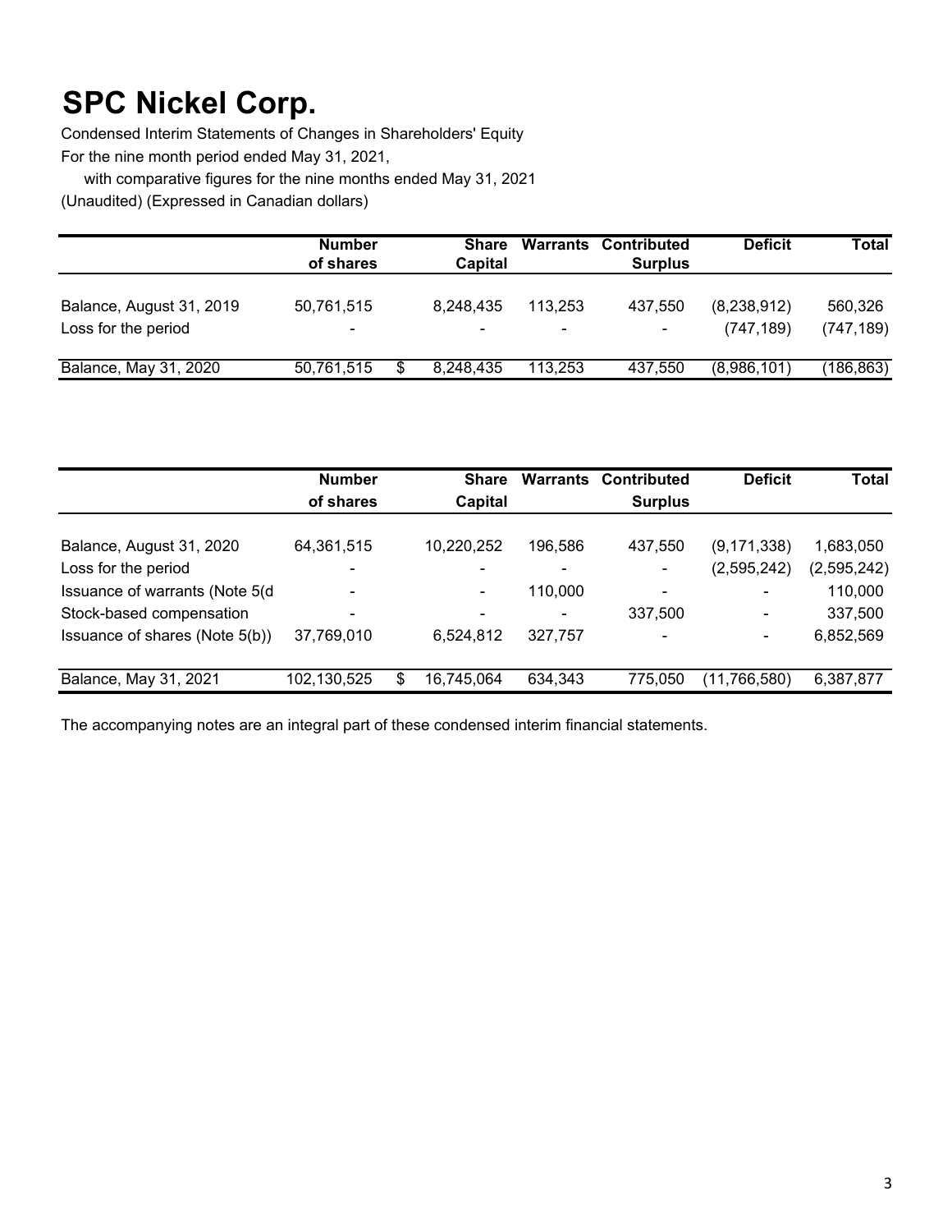# SPC Nickel Corp.

Condensed Interim Statements of Changes in Shareholders' Equity

For the nine month period ended May 31, 2021,

with comparative figures for the nine months ended May 31, 2021

(Unaudited) (Expressed in Canadian dollars)

| | Number of shares | Share Capital | Warrants | Contributed Surplus | Deficit | Total |
|---|---|---|---|---|---|---|
| Balance, August 31, 2019 | 50,761,515 | 8,248,435 | 113,253 | 437,550 | (8,238,912) | 560,326 |
| Loss for the period | - | - | - | - | (747,189) | (747,189) |
| Balance, May 31, 2020 | 50,761,515 | $ 8,248,435 | 113,253 | 437,550 | (8,986,101) | (186,863) |

| | Number of shares | Share Capital | Warrants | Contributed Surplus | Deficit | Total |
|---|---|---|---|---|---|---|
| Balance, August 31, 2020 | 64,361,515 | 10,220,252 | 196,586 | 437,550 | (9,171,338) | 1,683,050 |
| Loss for the period | - | - | - | - | (2,595,242) | (2,595,242) |
| Issuance of warrants (Note 5(d | - | - | 110,000 | - | - | 110,000 |
| Stock-based compensation | - | - | - | 337,500 | - | 337,500 |
| Issuance of shares (Note 5(b)) | 37,769,010 | 6,524,812 | 327,757 | - | - | 6,852,569 |
| Balance, May 31, 2021 | 102,130,525 | $ 16,745,064 | 634,343 | 775,050 | (11,766,580) | 6,387,877 |

The accompanying notes are an integral part of these condensed interim financial statements.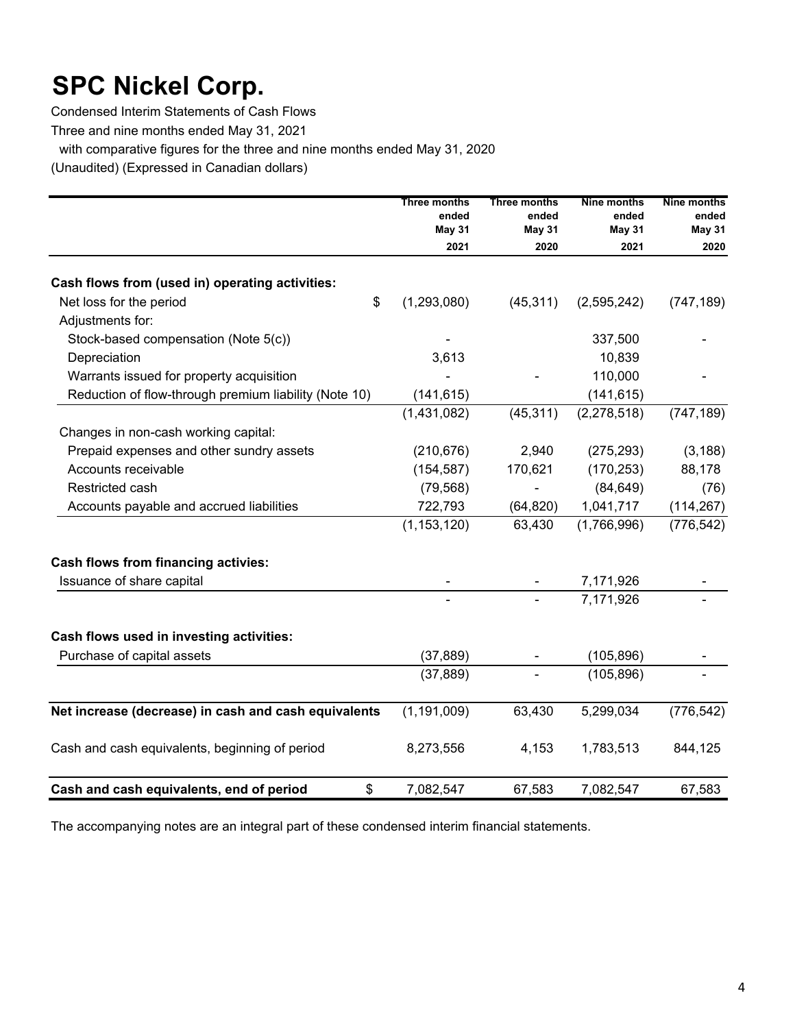# SPC Nickel Corp.

Condensed Interim Statements of Cash Flows

Three and nine months ended May 31, 2021

with comparative figures for the three and nine months ended May 31, 2020

(Unaudited) (Expressed in Canadian dollars)

| | Three months ended May 31 2021 | Three months ended May 31 2020 | Nine months ended May 31 2021 | Nine months ended May 31 2020 |
|---|---|---|---|---|
| **Cash flows from (used in) operating activities:** | | | | |
| Net loss for the period | $ (1,293,080) | (45,311) | (2,595,242) | (747,189) |
| Adjustments for: | | | | |
| Stock-based compensation (Note 5(c)) | - | | 337,500 | - |
| Depreciation | 3,613 | | 10,839 | |
| Warrants issued for property acquisition | - | - | 110,000 | - |
| Reduction of flow-through premium liability (Note 10) | (141,615) | | (141,615) | |
| | (1,431,082) | (45,311) | (2,278,518) | (747,189) |
| Changes in non-cash working capital: | | | | |
| Prepaid expenses and other sundry assets | (210,676) | 2,940 | (275,293) | (3,188) |
| Accounts receivable | (154,587) | 170,621 | (170,253) | 88,178 |
| Restricted cash | (79,568) | - | (84,649) | (76) |
| Accounts payable and accrued liabilities | 722,793 | (64,820) | 1,041,717 | (114,267) |
| | (1,153,120) | 63,430 | (1,766,996) | (776,542) |
| **Cash flows from financing activies:** | | | | |
| Issuance of share capital | - | - | 7,171,926 | - |
| | - | - | 7,171,926 | - |
| **Cash flows used in investing activities:** | | | | |
| Purchase of capital assets | (37,889) | - | (105,896) | - |
| | (37,889) | - | (105,896) | - |
| **Net increase (decrease) in cash and cash equivalents** | (1,191,009) | 63,430 | 5,299,034 | (776,542) |
| Cash and cash equivalents, beginning of period | 8,273,556 | 4,153 | 1,783,513 | 844,125 |
| **Cash and cash equivalents, end of period** | $ 7,082,547 | 67,583 | 7,082,547 | 67,583 |

The accompanying notes are an integral part of these condensed interim financial statements.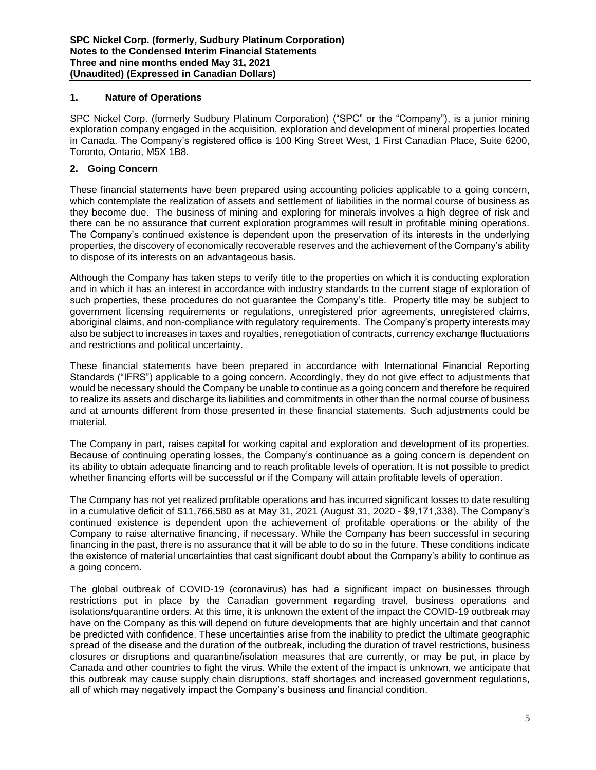## 1. Nature of Operations

SPC Nickel Corp. (formerly Sudbury Platinum Corporation) ("SPC" or the "Company"), is a junior mining exploration company engaged in the acquisition, exploration and development of mineral properties located in Canada. The Company's registered office is 100 King Street West, 1 First Canadian Place, Suite 6200, Toronto, Ontario, M5X 1B8.

## 2. Going Concern

These financial statements have been prepared using accounting policies applicable to a going concern, which contemplate the realization of assets and settlement of liabilities in the normal course of business as they become due. The business of mining and exploring for minerals involves a high degree of risk and there can be no assurance that current exploration programmes will result in profitable mining operations. The Company's continued existence is dependent upon the preservation of its interests in the underlying properties, the discovery of economically recoverable reserves and the achievement of the Company's ability to dispose of its interests on an advantageous basis.

Although the Company has taken steps to verify title to the properties on which it is conducting exploration and in which it has an interest in accordance with industry standards to the current stage of exploration of such properties, these procedures do not guarantee the Company's title. Property title may be subject to government licensing requirements or regulations, unregistered prior agreements, unregistered claims, aboriginal claims, and non-compliance with regulatory requirements. The Company's property interests may also be subject to increases in taxes and royalties, renegotiation of contracts, currency exchange fluctuations and restrictions and political uncertainty.

These financial statements have been prepared in accordance with International Financial Reporting Standards ("IFRS") applicable to a going concern. Accordingly, they do not give effect to adjustments that would be necessary should the Company be unable to continue as a going concern and therefore be required to realize its assets and discharge its liabilities and commitments in other than the normal course of business and at amounts different from those presented in these financial statements. Such adjustments could be material.

The Company in part, raises capital for working capital and exploration and development of its properties. Because of continuing operating losses, the Company's continuance as a going concern is dependent on its ability to obtain adequate financing and to reach profitable levels of operation. It is not possible to predict whether financing efforts will be successful or if the Company will attain profitable levels of operation.

The Company has not yet realized profitable operations and has incurred significant losses to date resulting in a cumulative deficit of $11,766,580 as at May 31, 2021 (August 31, 2020 - $9,171,338). The Company's continued existence is dependent upon the achievement of profitable operations or the ability of the Company to raise alternative financing, if necessary. While the Company has been successful in securing financing in the past, there is no assurance that it will be able to do so in the future. These conditions indicate the existence of material uncertainties that cast significant doubt about the Company's ability to continue as a going concern.

The global outbreak of COVID-19 (coronavirus) has had a significant impact on businesses through restrictions put in place by the Canadian government regarding travel, business operations and isolations/quarantine orders. At this time, it is unknown the extent of the impact the COVID-19 outbreak may have on the Company as this will depend on future developments that are highly uncertain and that cannot be predicted with confidence. These uncertainties arise from the inability to predict the ultimate geographic spread of the disease and the duration of the outbreak, including the duration of travel restrictions, business closures or disruptions and quarantine/isolation measures that are currently, or may be put, in place by Canada and other countries to fight the virus. While the extent of the impact is unknown, we anticipate that this outbreak may cause supply chain disruptions, staff shortages and increased government regulations, all of which may negatively impact the Company's business and financial condition.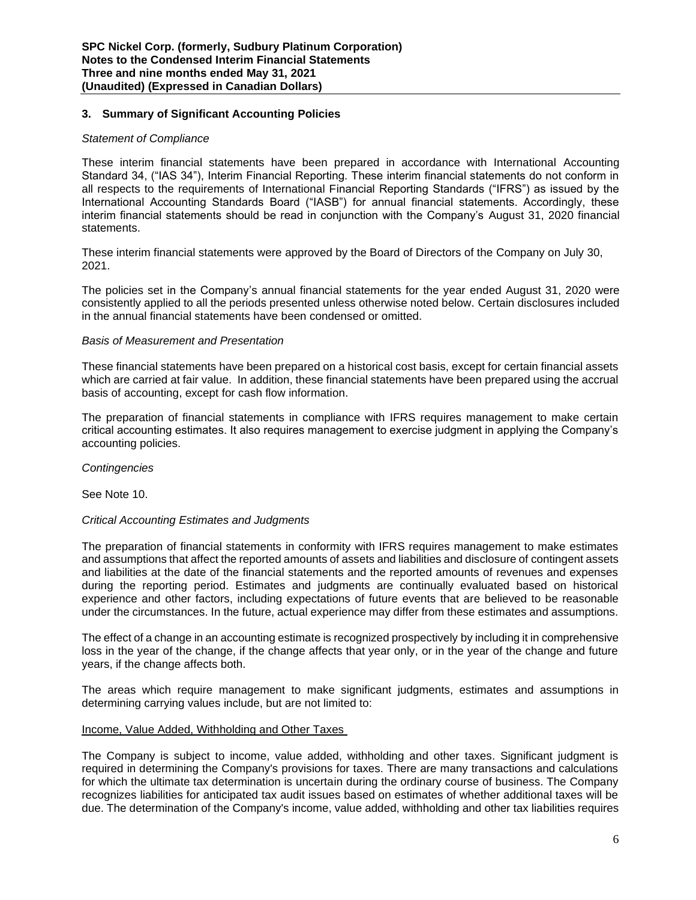## 3. Summary of Significant Accounting Policies

*Statement of Compliance*

These interim financial statements have been prepared in accordance with International Accounting Standard 34, ("IAS 34"), Interim Financial Reporting. These interim financial statements do not conform in all respects to the requirements of International Financial Reporting Standards ("IFRS") as issued by the International Accounting Standards Board ("IASB") for annual financial statements. Accordingly, these interim financial statements should be read in conjunction with the Company's August 31, 2020 financial statements.

These interim financial statements were approved by the Board of Directors of the Company on July 30, 2021.

The policies set in the Company's annual financial statements for the year ended August 31, 2020 were consistently applied to all the periods presented unless otherwise noted below. Certain disclosures included in the annual financial statements have been condensed or omitted.

*Basis of Measurement and Presentation*

These financial statements have been prepared on a historical cost basis, except for certain financial assets which are carried at fair value. In addition, these financial statements have been prepared using the accrual basis of accounting, except for cash flow information.

The preparation of financial statements in compliance with IFRS requires management to make certain critical accounting estimates. It also requires management to exercise judgment in applying the Company's accounting policies.

*Contingencies*

See Note 10.

*Critical Accounting Estimates and Judgments*

The preparation of financial statements in conformity with IFRS requires management to make estimates and assumptions that affect the reported amounts of assets and liabilities and disclosure of contingent assets and liabilities at the date of the financial statements and the reported amounts of revenues and expenses during the reporting period. Estimates and judgments are continually evaluated based on historical experience and other factors, including expectations of future events that are believed to be reasonable under the circumstances. In the future, actual experience may differ from these estimates and assumptions.

The effect of a change in an accounting estimate is recognized prospectively by including it in comprehensive loss in the year of the change, if the change affects that year only, or in the year of the change and future years, if the change affects both.

The areas which require management to make significant judgments, estimates and assumptions in determining carrying values include, but are not limited to:

Income, Value Added, Withholding and Other Taxes

The Company is subject to income, value added, withholding and other taxes. Significant judgment is required in determining the Company's provisions for taxes. There are many transactions and calculations for which the ultimate tax determination is uncertain during the ordinary course of business. The Company recognizes liabilities for anticipated tax audit issues based on estimates of whether additional taxes will be due. The determination of the Company's income, value added, withholding and other tax liabilities requires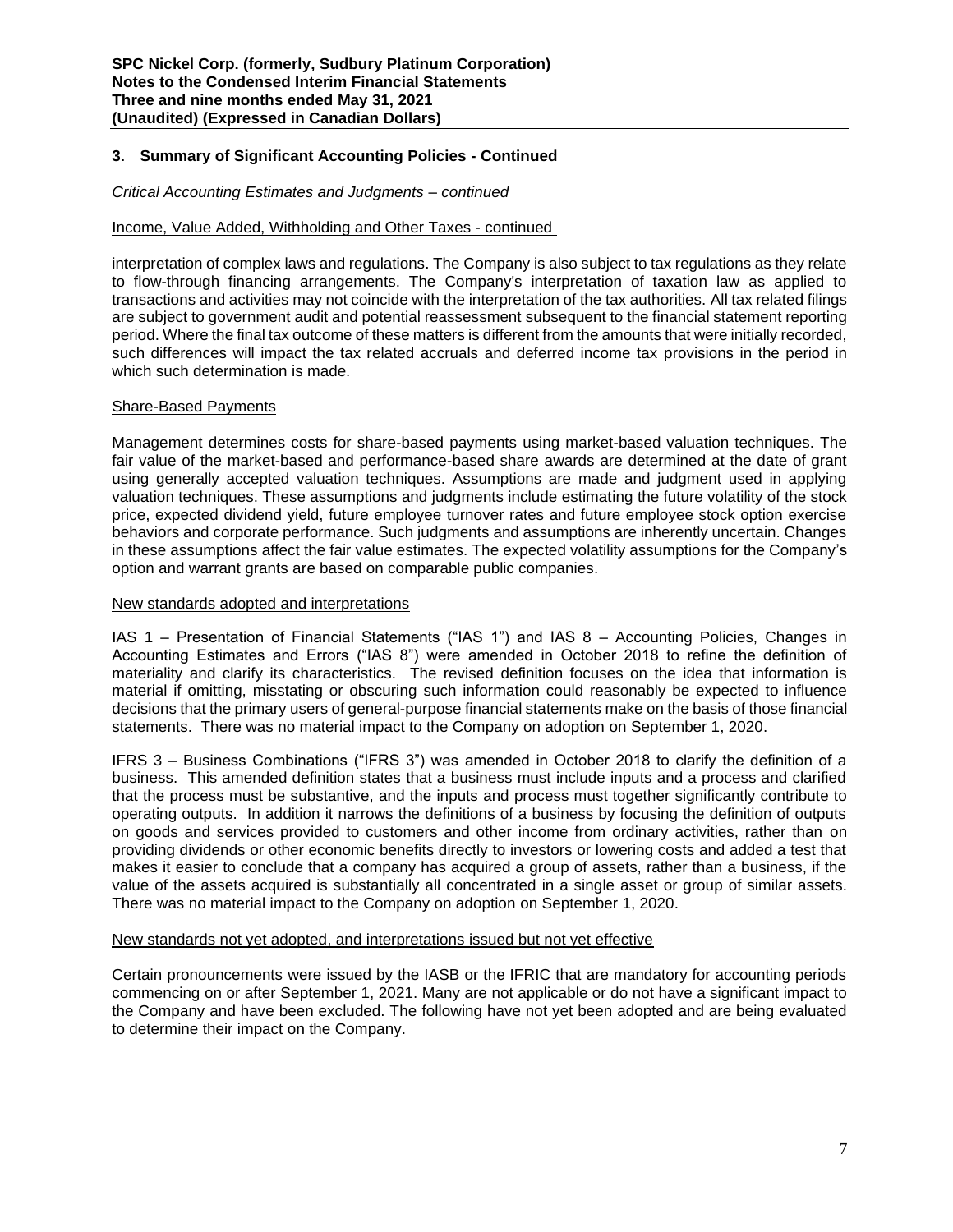## 3. Summary of Significant Accounting Policies - Continued

*Critical Accounting Estimates and Judgments – continued*

Income, Value Added, Withholding and Other Taxes - continued

interpretation of complex laws and regulations. The Company is also subject to tax regulations as they relate to flow-through financing arrangements. The Company's interpretation of taxation law as applied to transactions and activities may not coincide with the interpretation of the tax authorities. All tax related filings are subject to government audit and potential reassessment subsequent to the financial statement reporting period. Where the final tax outcome of these matters is different from the amounts that were initially recorded, such differences will impact the tax related accruals and deferred income tax provisions in the period in which such determination is made.

Share-Based Payments

Management determines costs for share-based payments using market-based valuation techniques. The fair value of the market-based and performance-based share awards are determined at the date of grant using generally accepted valuation techniques. Assumptions are made and judgment used in applying valuation techniques. These assumptions and judgments include estimating the future volatility of the stock price, expected dividend yield, future employee turnover rates and future employee stock option exercise behaviors and corporate performance. Such judgments and assumptions are inherently uncertain. Changes in these assumptions affect the fair value estimates. The expected volatility assumptions for the Company's option and warrant grants are based on comparable public companies.

New standards adopted and interpretations

IAS 1 – Presentation of Financial Statements ("IAS 1") and IAS 8 – Accounting Policies, Changes in Accounting Estimates and Errors ("IAS 8") were amended in October 2018 to refine the definition of materiality and clarify its characteristics. The revised definition focuses on the idea that information is material if omitting, misstating or obscuring such information could reasonably be expected to influence decisions that the primary users of general-purpose financial statements make on the basis of those financial statements. There was no material impact to the Company on adoption on September 1, 2020.

IFRS 3 – Business Combinations ("IFRS 3") was amended in October 2018 to clarify the definition of a business. This amended definition states that a business must include inputs and a process and clarified that the process must be substantive, and the inputs and process must together significantly contribute to operating outputs. In addition it narrows the definitions of a business by focusing the definition of outputs on goods and services provided to customers and other income from ordinary activities, rather than on providing dividends or other economic benefits directly to investors or lowering costs and added a test that makes it easier to conclude that a company has acquired a group of assets, rather than a business, if the value of the assets acquired is substantially all concentrated in a single asset or group of similar assets. There was no material impact to the Company on adoption on September 1, 2020.

New standards not yet adopted, and interpretations issued but not yet effective

Certain pronouncements were issued by the IASB or the IFRIC that are mandatory for accounting periods commencing on or after September 1, 2021. Many are not applicable or do not have a significant impact to the Company and have been excluded. The following have not yet been adopted and are being evaluated to determine their impact on the Company.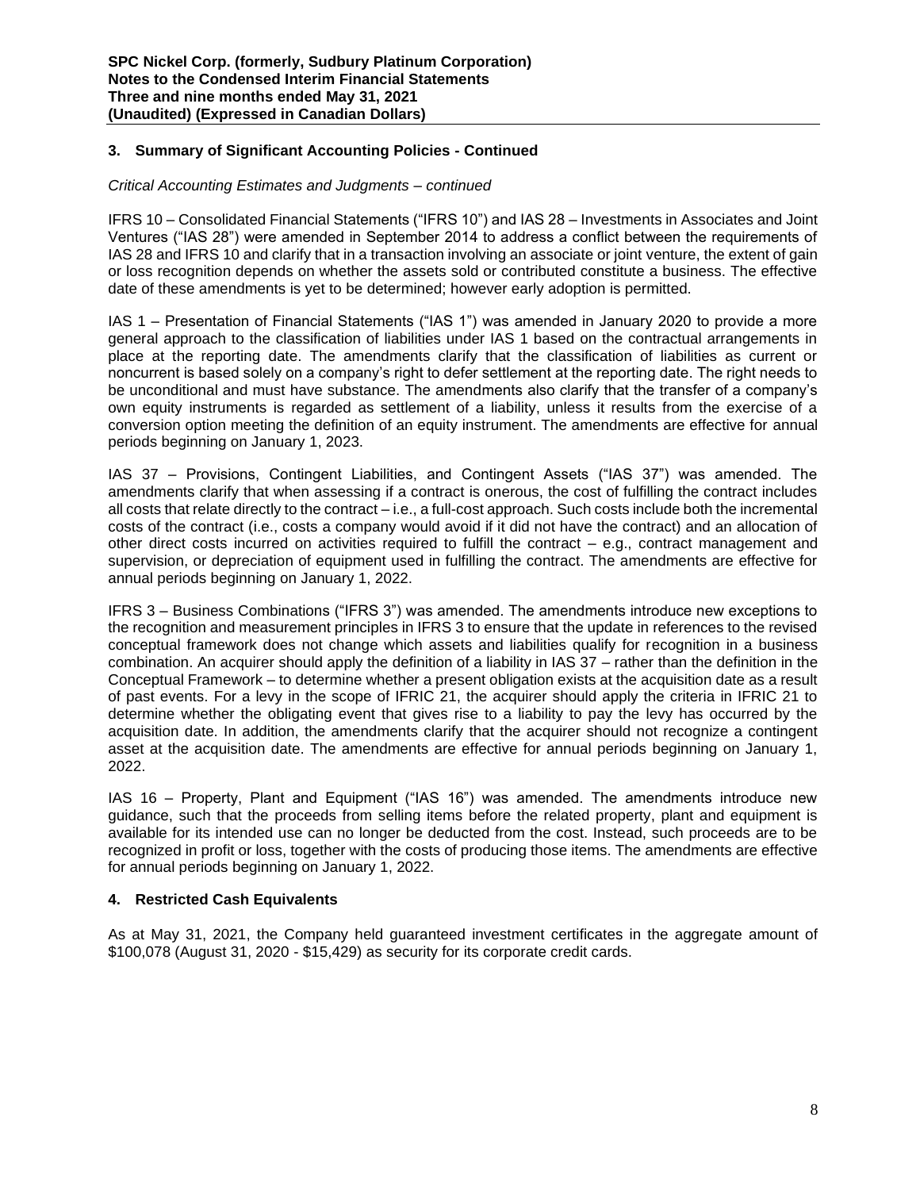## 3. Summary of Significant Accounting Policies - Continued

*Critical Accounting Estimates and Judgments – continued*

IFRS 10 – Consolidated Financial Statements ("IFRS 10") and IAS 28 – Investments in Associates and Joint Ventures ("IAS 28") were amended in September 2014 to address a conflict between the requirements of IAS 28 and IFRS 10 and clarify that in a transaction involving an associate or joint venture, the extent of gain or loss recognition depends on whether the assets sold or contributed constitute a business. The effective date of these amendments is yet to be determined; however early adoption is permitted.

IAS 1 – Presentation of Financial Statements ("IAS 1") was amended in January 2020 to provide a more general approach to the classification of liabilities under IAS 1 based on the contractual arrangements in place at the reporting date. The amendments clarify that the classification of liabilities as current or noncurrent is based solely on a company's right to defer settlement at the reporting date. The right needs to be unconditional and must have substance. The amendments also clarify that the transfer of a company's own equity instruments is regarded as settlement of a liability, unless it results from the exercise of a conversion option meeting the definition of an equity instrument. The amendments are effective for annual periods beginning on January 1, 2023.

IAS 37 – Provisions, Contingent Liabilities, and Contingent Assets ("IAS 37") was amended. The amendments clarify that when assessing if a contract is onerous, the cost of fulfilling the contract includes all costs that relate directly to the contract – i.e., a full-cost approach. Such costs include both the incremental costs of the contract (i.e., costs a company would avoid if it did not have the contract) and an allocation of other direct costs incurred on activities required to fulfill the contract – e.g., contract management and supervision, or depreciation of equipment used in fulfilling the contract. The amendments are effective for annual periods beginning on January 1, 2022.

IFRS 3 – Business Combinations ("IFRS 3") was amended. The amendments introduce new exceptions to the recognition and measurement principles in IFRS 3 to ensure that the update in references to the revised conceptual framework does not change which assets and liabilities qualify for recognition in a business combination. An acquirer should apply the definition of a liability in IAS 37 – rather than the definition in the Conceptual Framework – to determine whether a present obligation exists at the acquisition date as a result of past events. For a levy in the scope of IFRIC 21, the acquirer should apply the criteria in IFRIC 21 to determine whether the obligating event that gives rise to a liability to pay the levy has occurred by the acquisition date. In addition, the amendments clarify that the acquirer should not recognize a contingent asset at the acquisition date. The amendments are effective for annual periods beginning on January 1, 2022.

IAS 16 – Property, Plant and Equipment ("IAS 16") was amended. The amendments introduce new guidance, such that the proceeds from selling items before the related property, plant and equipment is available for its intended use can no longer be deducted from the cost. Instead, such proceeds are to be recognized in profit or loss, together with the costs of producing those items. The amendments are effective for annual periods beginning on January 1, 2022.

## 4. Restricted Cash Equivalents

As at May 31, 2021, the Company held guaranteed investment certificates in the aggregate amount of $100,078 (August 31, 2020 - $15,429) as security for its corporate credit cards.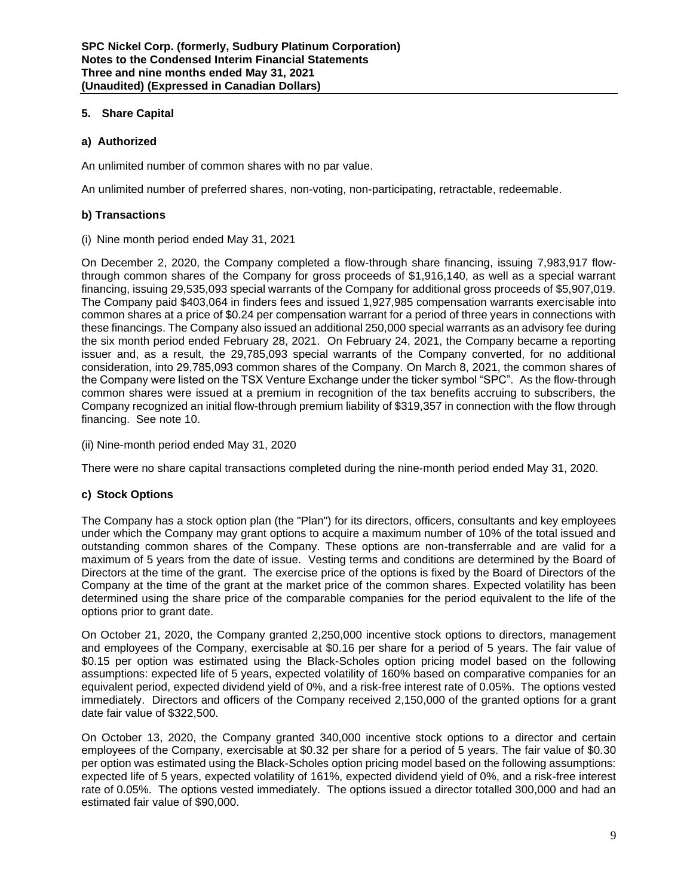## 5. Share Capital

### a) Authorized

An unlimited number of common shares with no par value.

An unlimited number of preferred shares, non-voting, non-participating, retractable, redeemable.

### b) Transactions

(i) Nine month period ended May 31, 2021

On December 2, 2020, the Company completed a flow-through share financing, issuing 7,983,917 flow-through common shares of the Company for gross proceeds of $1,916,140, as well as a special warrant financing, issuing 29,535,093 special warrants of the Company for additional gross proceeds of $5,907,019. The Company paid $403,064 in finders fees and issued 1,927,985 compensation warrants exercisable into common shares at a price of $0.24 per compensation warrant for a period of three years in connections with these financings. The Company also issued an additional 250,000 special warrants as an advisory fee during the six month period ended February 28, 2021. On February 24, 2021, the Company became a reporting issuer and, as a result, the 29,785,093 special warrants of the Company converted, for no additional consideration, into 29,785,093 common shares of the Company. On March 8, 2021, the common shares of the Company were listed on the TSX Venture Exchange under the ticker symbol "SPC". As the flow-through common shares were issued at a premium in recognition of the tax benefits accruing to subscribers, the Company recognized an initial flow-through premium liability of $319,357 in connection with the flow through financing. See note 10.

(ii) Nine-month period ended May 31, 2020

There were no share capital transactions completed during the nine-month period ended May 31, 2020.

### c) Stock Options

The Company has a stock option plan (the "Plan") for its directors, officers, consultants and key employees under which the Company may grant options to acquire a maximum number of 10% of the total issued and outstanding common shares of the Company. These options are non-transferrable and are valid for a maximum of 5 years from the date of issue. Vesting terms and conditions are determined by the Board of Directors at the time of the grant. The exercise price of the options is fixed by the Board of Directors of the Company at the time of the grant at the market price of the common shares. Expected volatility has been determined using the share price of the comparable companies for the period equivalent to the life of the options prior to grant date.

On October 21, 2020, the Company granted 2,250,000 incentive stock options to directors, management and employees of the Company, exercisable at $0.16 per share for a period of 5 years. The fair value of $0.15 per option was estimated using the Black-Scholes option pricing model based on the following assumptions: expected life of 5 years, expected volatility of 160% based on comparative companies for an equivalent period, expected dividend yield of 0%, and a risk-free interest rate of 0.05%. The options vested immediately. Directors and officers of the Company received 2,150,000 of the granted options for a grant date fair value of $322,500.

On October 13, 2020, the Company granted 340,000 incentive stock options to a director and certain employees of the Company, exercisable at $0.32 per share for a period of 5 years. The fair value of $0.30 per option was estimated using the Black-Scholes option pricing model based on the following assumptions: expected life of 5 years, expected volatility of 161%, expected dividend yield of 0%, and a risk-free interest rate of 0.05%. The options vested immediately. The options issued a director totalled 300,000 and had an estimated fair value of $90,000.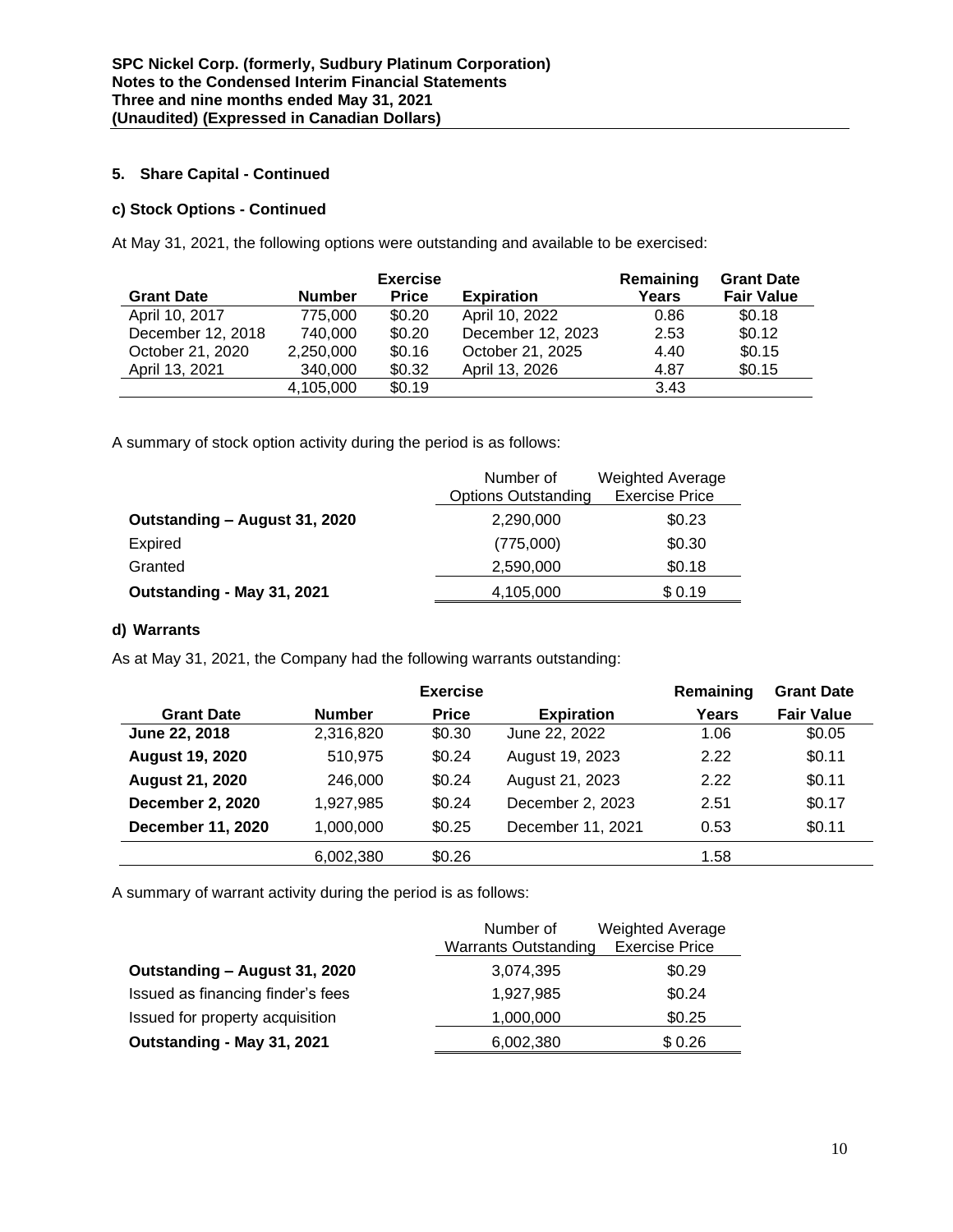## 5. Share Capital - Continued

### c) Stock Options - Continued

At May 31, 2021, the following options were outstanding and available to be exercised:

| Grant Date | Number | Exercise Price | Expiration | Remaining Years | Grant Date Fair Value |
|---|---|---|---|---|---|
| April 10, 2017 | 775,000 | $0.20 | April 10, 2022 | 0.86 | $0.18 |
| December 12, 2018 | 740,000 | $0.20 | December 12, 2023 | 2.53 | $0.12 |
| October 21, 2020 | 2,250,000 | $0.16 | October 21, 2025 | 4.40 | $0.15 |
| April 13, 2021 | 340,000 | $0.32 | April 13, 2026 | 4.87 | $0.15 |
| | 4,105,000 | $0.19 | | 3.43 | |

A summary of stock option activity during the period is as follows:

| | Number of Options Outstanding | Weighted Average Exercise Price |
|---|---|---|
| **Outstanding – August 31, 2020** | 2,290,000 | $0.23 |
| Expired | (775,000) | $0.30 |
| Granted | 2,590,000 | $0.18 |
| **Outstanding - May 31, 2021** | 4,105,000 | $ 0.19 |

### d) Warrants

As at May 31, 2021, the Company had the following warrants outstanding:

| Grant Date | Number | Exercise Price | Expiration | Remaining Years | Grant Date Fair Value |
|---|---|---|---|---|---|
| **June 22, 2018** | 2,316,820 | $0.30 | June 22, 2022 | 1.06 | $0.05 |
| **August 19, 2020** | 510,975 | $0.24 | August 19, 2023 | 2.22 | $0.11 |
| **August 21, 2020** | 246,000 | $0.24 | August 21, 2023 | 2.22 | $0.11 |
| **December 2, 2020** | 1,927,985 | $0.24 | December 2, 2023 | 2.51 | $0.17 |
| **December 11, 2020** | 1,000,000 | $0.25 | December 11, 2021 | 0.53 | $0.11 |
| | 6,002,380 | $0.26 | | 1.58 | |

A summary of warrant activity during the period is as follows:

| | Number of Warrants Outstanding | Weighted Average Exercise Price |
|---|---|---|
| **Outstanding – August 31, 2020** | 3,074,395 | $0.29 |
| Issued as financing finder's fees | 1,927,985 | $0.24 |
| Issued for property acquisition | 1,000,000 | $0.25 |
| **Outstanding - May 31, 2021** | 6,002,380 | $ 0.26 |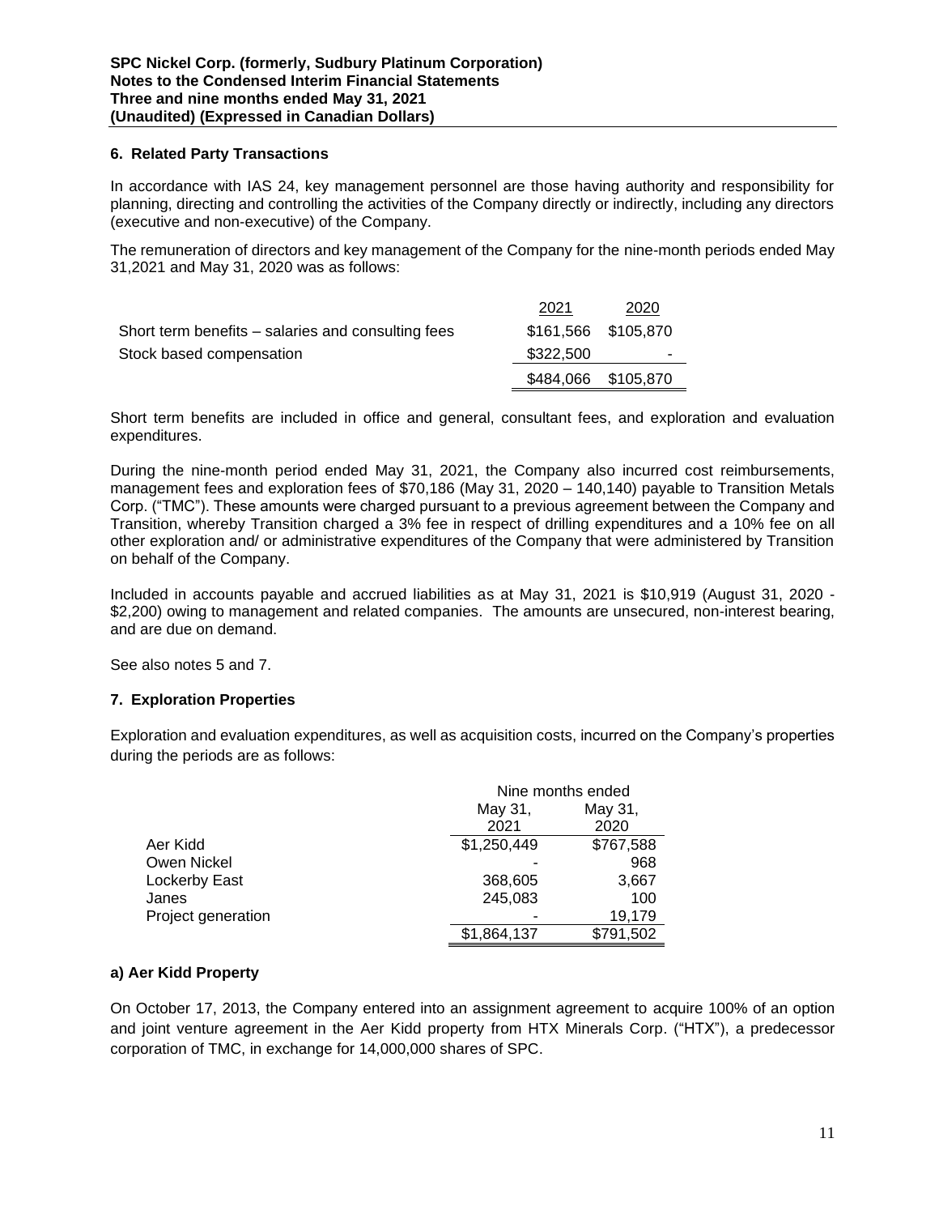## 6. Related Party Transactions

In accordance with IAS 24, key management personnel are those having authority and responsibility for planning, directing and controlling the activities of the Company directly or indirectly, including any directors (executive and non-executive) of the Company.

The remuneration of directors and key management of the Company for the nine-month periods ended May 31,2021 and May 31, 2020 was as follows:

| | 2021 | 2020 |
|---|---|---|
| Short term benefits – salaries and consulting fees | $161,566 | $105,870 |
| Stock based compensation | $322,500 | - |
| | $484,066 | $105,870 |

Short term benefits are included in office and general, consultant fees, and exploration and evaluation expenditures.

During the nine-month period ended May 31, 2021, the Company also incurred cost reimbursements, management fees and exploration fees of $70,186 (May 31, 2020 – 140,140) payable to Transition Metals Corp. ("TMC"). These amounts were charged pursuant to a previous agreement between the Company and Transition, whereby Transition charged a 3% fee in respect of drilling expenditures and a 10% fee on all other exploration and/ or administrative expenditures of the Company that were administered by Transition on behalf of the Company.

Included in accounts payable and accrued liabilities as at May 31, 2021 is $10,919 (August 31, 2020 - $2,200) owing to management and related companies. The amounts are unsecured, non-interest bearing, and are due on demand.

See also notes 5 and 7.

## 7. Exploration Properties

Exploration and evaluation expenditures, as well as acquisition costs, incurred on the Company's properties during the periods are as follows:

| | Nine months ended | |
|---|---|---|
| | May 31, 2021 | May 31, 2020 |
| Aer Kidd | $1,250,449 | $767,588 |
| Owen Nickel | - | 968 |
| Lockerby East | 368,605 | 3,667 |
| Janes | 245,083 | 100 |
| Project generation | - | 19,179 |
| | $1,864,137 | $791,502 |

### a) Aer Kidd Property

On October 17, 2013, the Company entered into an assignment agreement to acquire 100% of an option and joint venture agreement in the Aer Kidd property from HTX Minerals Corp. ("HTX"), a predecessor corporation of TMC, in exchange for 14,000,000 shares of SPC.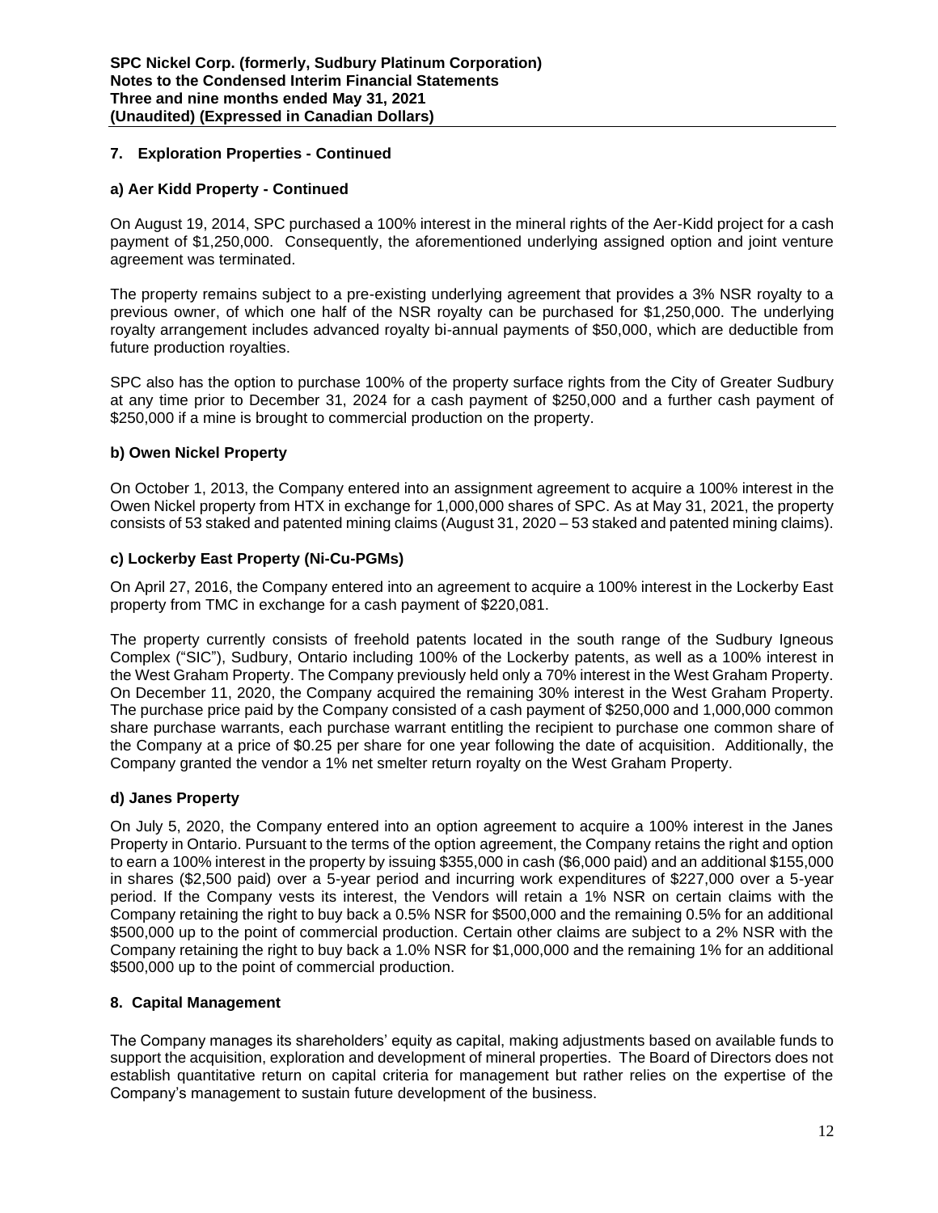## 7. Exploration Properties - Continued

### a) Aer Kidd Property - Continued

On August 19, 2014, SPC purchased a 100% interest in the mineral rights of the Aer-Kidd project for a cash payment of $1,250,000. Consequently, the aforementioned underlying assigned option and joint venture agreement was terminated.

The property remains subject to a pre-existing underlying agreement that provides a 3% NSR royalty to a previous owner, of which one half of the NSR royalty can be purchased for $1,250,000. The underlying royalty arrangement includes advanced royalty bi-annual payments of $50,000, which are deductible from future production royalties.

SPC also has the option to purchase 100% of the property surface rights from the City of Greater Sudbury at any time prior to December 31, 2024 for a cash payment of $250,000 and a further cash payment of $250,000 if a mine is brought to commercial production on the property.

### b) Owen Nickel Property

On October 1, 2013, the Company entered into an assignment agreement to acquire a 100% interest in the Owen Nickel property from HTX in exchange for 1,000,000 shares of SPC. As at May 31, 2021, the property consists of 53 staked and patented mining claims (August 31, 2020 – 53 staked and patented mining claims).

### c) Lockerby East Property (Ni-Cu-PGMs)

On April 27, 2016, the Company entered into an agreement to acquire a 100% interest in the Lockerby East property from TMC in exchange for a cash payment of $220,081.

The property currently consists of freehold patents located in the south range of the Sudbury Igneous Complex ("SIC"), Sudbury, Ontario including 100% of the Lockerby patents, as well as a 100% interest in the West Graham Property. The Company previously held only a 70% interest in the West Graham Property. On December 11, 2020, the Company acquired the remaining 30% interest in the West Graham Property. The purchase price paid by the Company consisted of a cash payment of $250,000 and 1,000,000 common share purchase warrants, each purchase warrant entitling the recipient to purchase one common share of the Company at a price of $0.25 per share for one year following the date of acquisition. Additionally, the Company granted the vendor a 1% net smelter return royalty on the West Graham Property.

### d) Janes Property

On July 5, 2020, the Company entered into an option agreement to acquire a 100% interest in the Janes Property in Ontario. Pursuant to the terms of the option agreement, the Company retains the right and option to earn a 100% interest in the property by issuing $355,000 in cash ($6,000 paid) and an additional $155,000 in shares ($2,500 paid) over a 5-year period and incurring work expenditures of $227,000 over a 5-year period. If the Company vests its interest, the Vendors will retain a 1% NSR on certain claims with the Company retaining the right to buy back a 0.5% NSR for $500,000 and the remaining 0.5% for an additional $500,000 up to the point of commercial production. Certain other claims are subject to a 2% NSR with the Company retaining the right to buy back a 1.0% NSR for $1,000,000 and the remaining 1% for an additional $500,000 up to the point of commercial production.

## 8. Capital Management

The Company manages its shareholders' equity as capital, making adjustments based on available funds to support the acquisition, exploration and development of mineral properties. The Board of Directors does not establish quantitative return on capital criteria for management but rather relies on the expertise of the Company's management to sustain future development of the business.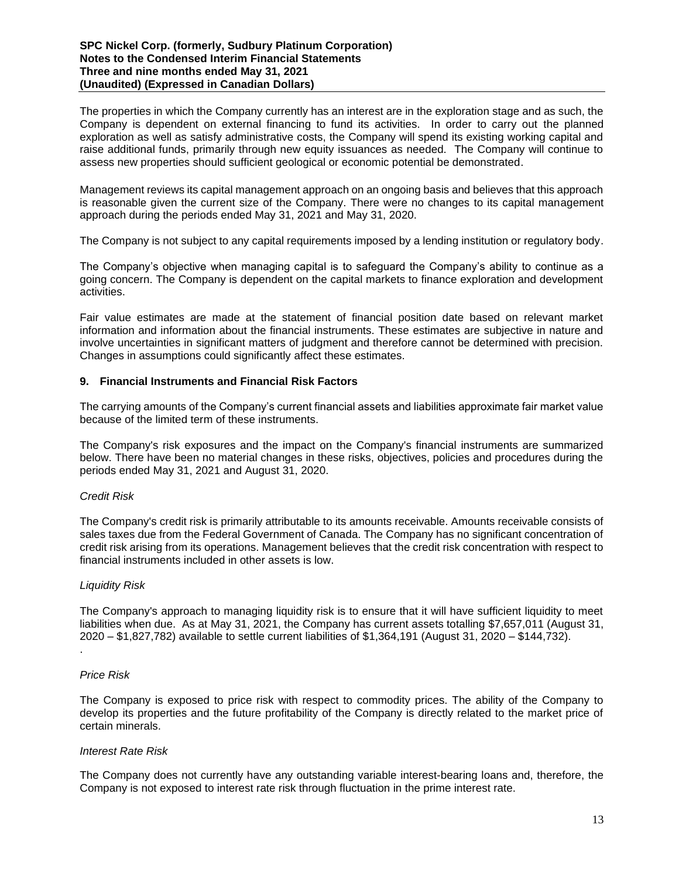The properties in which the Company currently has an interest are in the exploration stage and as such, the Company is dependent on external financing to fund its activities. In order to carry out the planned exploration as well as satisfy administrative costs, the Company will spend its existing working capital and raise additional funds, primarily through new equity issuances as needed. The Company will continue to assess new properties should sufficient geological or economic potential be demonstrated.

Management reviews its capital management approach on an ongoing basis and believes that this approach is reasonable given the current size of the Company. There were no changes to its capital management approach during the periods ended May 31, 2021 and May 31, 2020.

The Company is not subject to any capital requirements imposed by a lending institution or regulatory body.

The Company's objective when managing capital is to safeguard the Company's ability to continue as a going concern. The Company is dependent on the capital markets to finance exploration and development activities.

Fair value estimates are made at the statement of financial position date based on relevant market information and information about the financial instruments. These estimates are subjective in nature and involve uncertainties in significant matters of judgment and therefore cannot be determined with precision. Changes in assumptions could significantly affect these estimates.

## 9. Financial Instruments and Financial Risk Factors

The carrying amounts of the Company's current financial assets and liabilities approximate fair market value because of the limited term of these instruments.

The Company's risk exposures and the impact on the Company's financial instruments are summarized below. There have been no material changes in these risks, objectives, policies and procedures during the periods ended May 31, 2021 and August 31, 2020.

*Credit Risk*

The Company's credit risk is primarily attributable to its amounts receivable. Amounts receivable consists of sales taxes due from the Federal Government of Canada. The Company has no significant concentration of credit risk arising from its operations. Management believes that the credit risk concentration with respect to financial instruments included in other assets is low.

*Liquidity Risk*

The Company's approach to managing liquidity risk is to ensure that it will have sufficient liquidity to meet liabilities when due. As at May 31, 2021, the Company has current assets totalling $7,657,011 (August 31, 2020 – $1,827,782) available to settle current liabilities of $1,364,191 (August 31, 2020 – $144,732).

*Price Risk*

The Company is exposed to price risk with respect to commodity prices. The ability of the Company to develop its properties and the future profitability of the Company is directly related to the market price of certain minerals.

*Interest Rate Risk*

The Company does not currently have any outstanding variable interest-bearing loans and, therefore, the Company is not exposed to interest rate risk through fluctuation in the prime interest rate.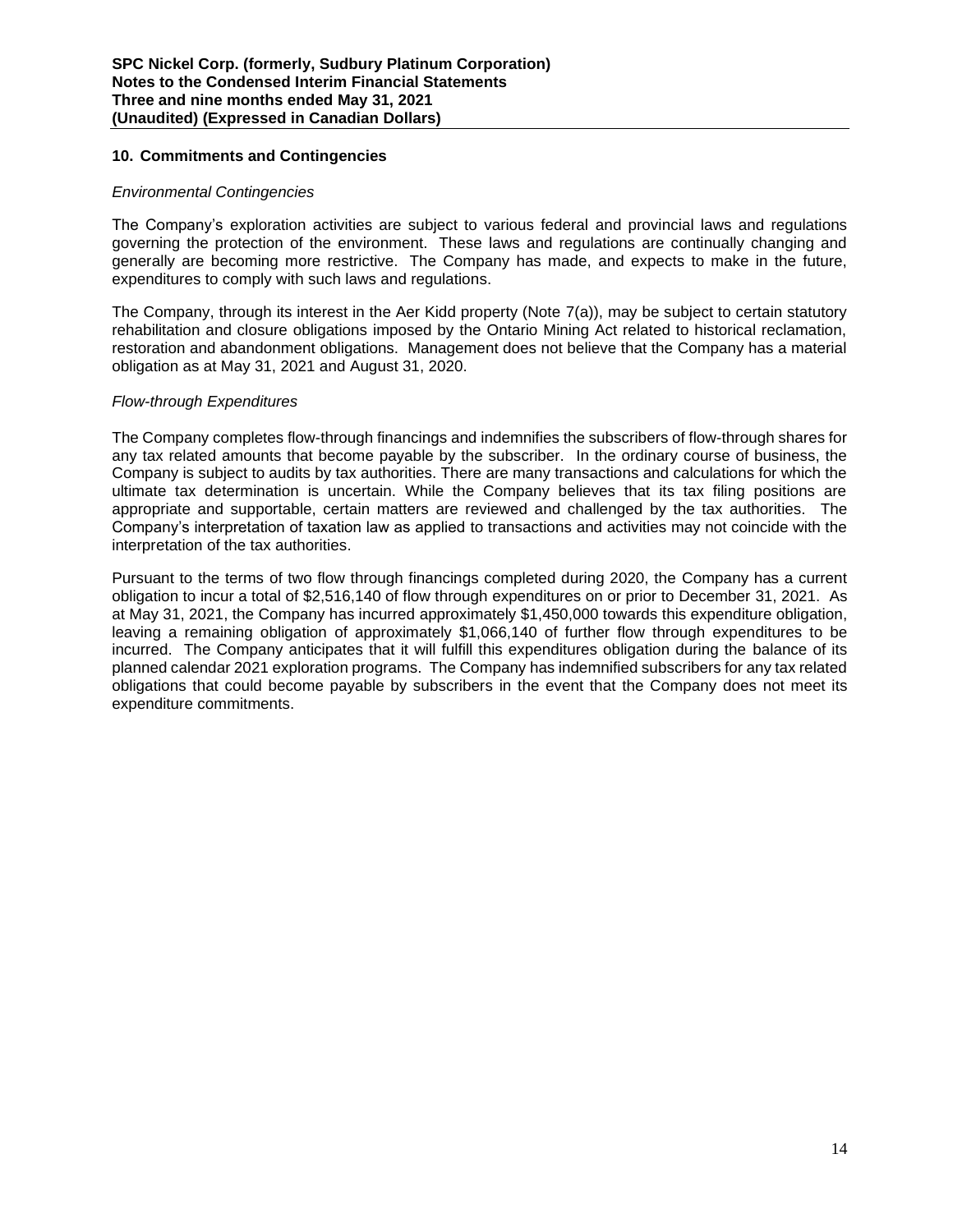## 10. Commitments and Contingencies

*Environmental Contingencies*

The Company's exploration activities are subject to various federal and provincial laws and regulations governing the protection of the environment. These laws and regulations are continually changing and generally are becoming more restrictive. The Company has made, and expects to make in the future, expenditures to comply with such laws and regulations.

The Company, through its interest in the Aer Kidd property (Note 7(a)), may be subject to certain statutory rehabilitation and closure obligations imposed by the Ontario Mining Act related to historical reclamation, restoration and abandonment obligations. Management does not believe that the Company has a material obligation as at May 31, 2021 and August 31, 2020.

*Flow-through Expenditures*

The Company completes flow-through financings and indemnifies the subscribers of flow-through shares for any tax related amounts that become payable by the subscriber. In the ordinary course of business, the Company is subject to audits by tax authorities. There are many transactions and calculations for which the ultimate tax determination is uncertain. While the Company believes that its tax filing positions are appropriate and supportable, certain matters are reviewed and challenged by the tax authorities. The Company's interpretation of taxation law as applied to transactions and activities may not coincide with the interpretation of the tax authorities.

Pursuant to the terms of two flow through financings completed during 2020, the Company has a current obligation to incur a total of $2,516,140 of flow through expenditures on or prior to December 31, 2021. As at May 31, 2021, the Company has incurred approximately $1,450,000 towards this expenditure obligation, leaving a remaining obligation of approximately $1,066,140 of further flow through expenditures to be incurred. The Company anticipates that it will fulfill this expenditures obligation during the balance of its planned calendar 2021 exploration programs. The Company has indemnified subscribers for any tax related obligations that could become payable by subscribers in the event that the Company does not meet its expenditure commitments.